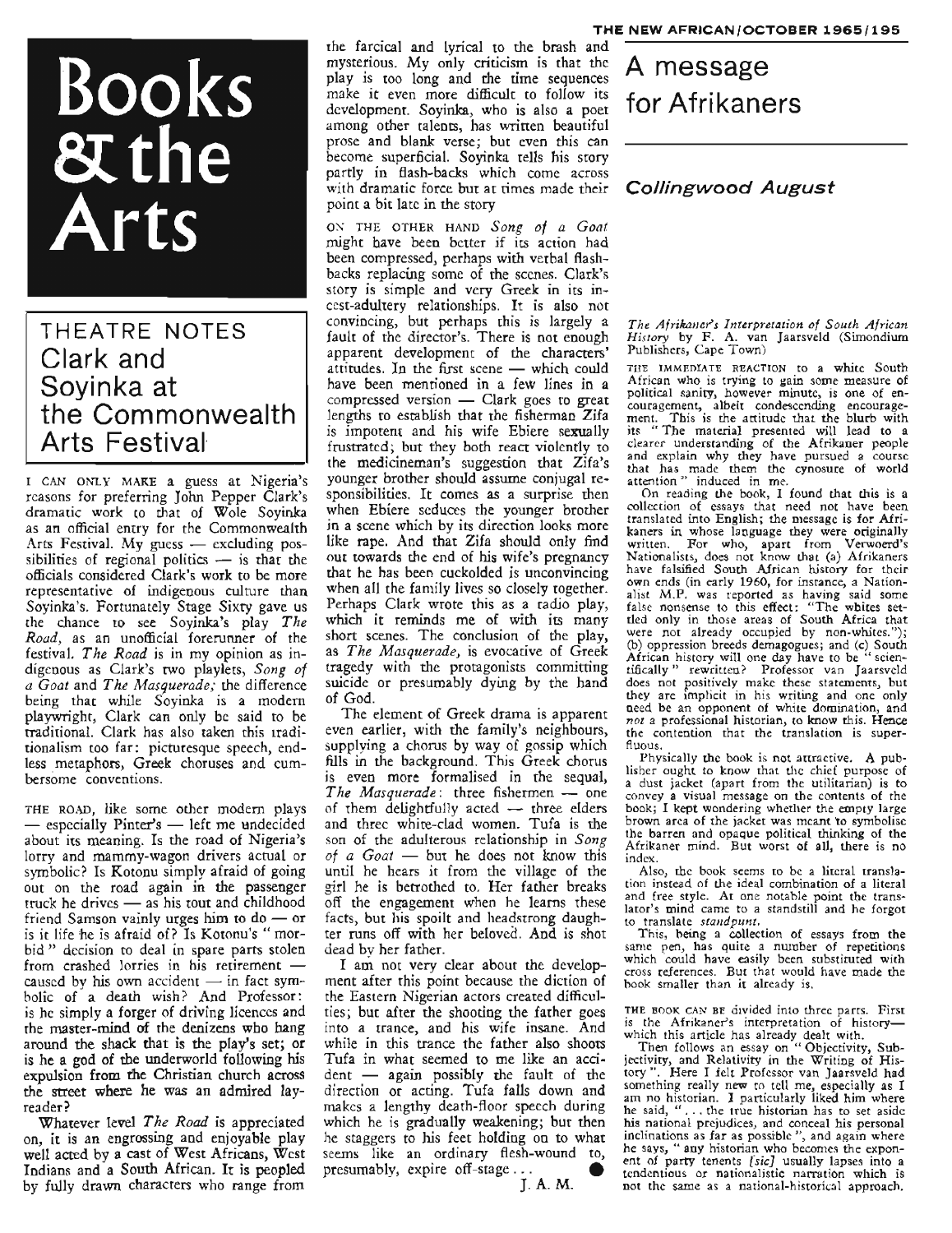# Books & the Arts

## THEATRE NOTES

### Clark and Soyinka at the Commonwealth Arts Festival

I CAN ONLY MAKE a guess at Nigeria's reasons for preferring John Pepper Clark's dramatic work to that of Wole Soyinka as an official entry for the Commonwealth Arts Festival. My guess — excluding possibilities of regional politics — is that the officials considered Clark's work to be more representative of indigenous culture than Soyinka's. Fortunately Stage Sixty gave us the chance to see Soyinka's play *The Road*, as an unofficial forerunner of the festival. *The Road* is in my opinion as indigenous as Clark's two playlets, *Song of a Goat* and *The Masquerade*; the difference being that while Soyinka is a modern playwright, Clark can only be said to be traditional. Clark has also taken this traditionalism too far: picturesque speech, endless metaphors, Greek choruses and cumbersome conventions.

THE ROAD, like some other modern plays — especially Pinter's — left me undecided about its meaning. Is the road of Nigeria's lorry and mammy-wagon drivers actual or symbolic? Is Kotonu simply afraid of going out on the road again in the passenger truck he drives — as his tout and childhood friend Samson vainly urges him to do — or is it life he is afraid of? Is Kotonu's "morbid" decision to deal in spare parts stolen from crashed lorries in his retirement — caused by his own accident — in fact symbolic of a death wish? And Professor: is he simply a forger of driving licences and the master-mind of the denizens who hang around the shack that is the play's set; or is he a god of the underworld following his expulsion from the Christian church across the street where he was an admired lay-reader?

Whatever level *The Road* is appreciated on, it is an engrossing and enjoyable play well acted by a cast of West Africans, West Indians and a South African. It is peopled by fully drawn characters who range from the farcical and lyrical to the brash and mysterious. My only criticism is that the play is too long and the time sequences make it even more difficult to follow its development. Soyinka, who is also a poet among other talents, has written beautiful prose and blank verse; but even this can become superficial. Soyinka tells his story partly in flash-backs which come across with dramatic force but at times made their point a bit late in the story

ON THE OTHER HAND *Song of a Goat* might have been better if its action had been compressed, perhaps with verbal flash-backs replacing some of the scenes. Clark's story is simple and very Greek in its incest-adultery relationships. It is also not convincing, but perhaps this is largely a fault of the director's. There is not enough apparent development of the characters' attitudes. In the first scene — which could have been mentioned in a few lines in a compressed version — Clark goes to great lengths to establish that the fisherman Zifa is impotent and his wife Ebiere sexually frustrated; but they both react violently to the medicineman's suggestion that Zifa's younger brother should assume conjugal responsibilities. It comes as a surprise then when Ebiere seduces the younger brother in a scene which by its direction looks more like rape. And that Zifa should only find out towards the end of his wife's pregnancy that he has been cuckolded is unconvincing when all the family lives so closely together. Perhaps Clark wrote this as a radio play, which it reminds me of with its many short scenes. The conclusion of the play, as *The Masquerade*, is evocative of Greek tragedy with the protagonists committing suicide or presumably dying by the hand of God.

The element of Greek drama is apparent even earlier, with the family's neighbours, supplying a chorus by way of gossip which fills in the background. This Greek chorus is even more formalised in the sequel, *The Masquerade*: three fishermen — one of them delightfully acted — three elders and three white-clad women. Tufa is the son of the adulterous relationship in *Song of a Goat* — but he does not know this until he hears it from the village of the girl he is betrothed to. Her father breaks off the engagement when he learns these facts, but his spoilt and headstrong daughter runs off with her beloved. And is shot dead by her father.

I am not very clear about the development after this point because the diction of the Eastern Nigerian actors created difficulties; but after the shooting the father goes into a trance, and his wife insane. And while in this trance the father also shoots Tufa in what seemed to me like an accident — again possibly the fault of the direction or acting. Tufa falls down and makes a lengthy death-floor speech during which he is gradually weakening; but then he staggers to his feet holding on to what seems like an ordinary flesh-wound to, presumably, expire off-stage . . .

J. A. M.

## A message for Afrikaners

### *Collingwood August*

*The Afrikaner's Interpretation of South African History* by F. A. van Jaarsveld (Simondium Publishers, Cape Town)

THE IMMEDIATE REACTION to a white South African who is trying to gain some measure of political sanity, however minute, is one of encouragement, albeit condescending encouragement. This is the attitude that the blurb with its "The material presented will lead to a clearer understanding of the Afrikaner people and explain why they have pursued a course that has made them the cynosure of world attention" induced in me.

On reading the book, I found that this is a collection of essays that need not have been translated into English; the message is for Afrikaners in whose language they were originally written. For who, apart from Verwoerd's Nationalists, does not know that (a) Afrikaners have falsified South African history for their own ends (in early 1960, for instance, a Nationalist M.P. was reported as having said some false nonsense to this effect: "The whites settled only in those areas of South Africa that were not already occupied by non-whites."); (b) oppression breeds demagogues; and (c) South African history will one day have to be "scientifically" rewritten? Professor van Jaarsveld does not positively make these statements, but they are implicit in his writing and one only need be an opponent of white domination, and *not* a professional historian, to know this. Hence the contention that the translation is superfluous.

Physically the book is not attractive. A publisher ought to know that the chief purpose of a dust jacket (apart from the utilitarian) is to convey a visual message on the contents of the book; I kept wondering whether the empty large brown area of the jacket was meant to symbolise the barren and opaque political thinking of the Afrikaner mind. But worst of all, there is no index.

Also, the book seems to be a literal translation instead of the ideal combination of a literal and free style. At one notable point the translator's mind came to a standstill and he forgot to translate *standpunt*.

This, being a collection of essays from the same pen, has quite a number of repetitions which could have easily been substituted with cross references. But that would have made the book smaller than it already is.

THE BOOK CAN BE divided into three parts. First is the Afrikaner's interpretation of history—which this article has already dealt with.

Then follows an essay on "Objectivity, Subjectivity, and Relativity in the Writing of History". Here I felt Professor van Jaarsveld had something really new to tell me, especially as I am no historian. I particularly liked him where he said, ". . . the true historian has to set aside his national prejudices, and conceal his personal inclinations as far as possible", and again where he says, "any historian who becomes the exponent of party tenents *[sic]* usually lapses into a tendentious or nationalistic narration which is not the same as a national-historical approach.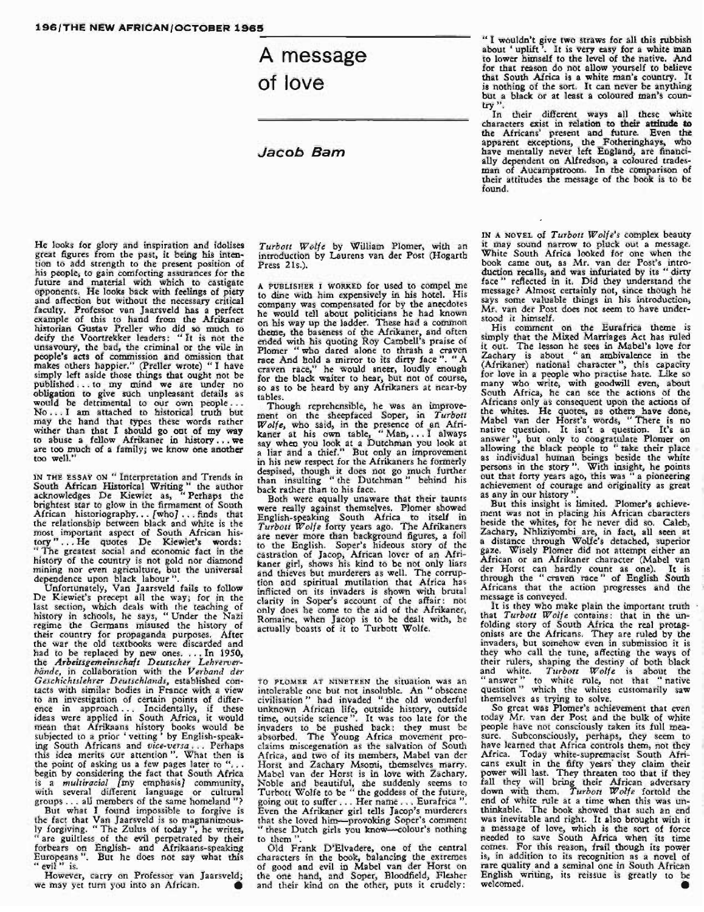He looks for glory and inspiration and idolises great figures from the past, it being his intention to add strength to the present position of his people, to gain comforting assurances for the future and material with which to castigate opponents. He looks back with feelings of piety and affection but without the necessary critical faculty. Professor van Jaarsveld has a perfect example of this to hand from the Afrikaner historian Gustav Preller who did so much to deify the Voortrekker leaders: "It is not the unsavoury, the bad, the criminal or the vile in people's acts of commission and omission that makes others happier." (Preller wrote) "I have simply left aside those things that ought not be published . . . to my mind we are under no obligation to give such unpleasant details as would be detrimental to our own people . . . No . . . I am attached to historical truth but may the hand that types these words rather wither than that I should go out of my way to abuse a fellow Afrikaner in history . . . we are too much of a family; we know one another too well."

IN THE ESSAY ON "Interpretation and Trends in South African Historical Writing" the author acknowledges De Kiewiet as, "Perhaps the brightest star to glow in the firmament of South African historiography . . . [who] . . . finds that the relationship between black and white is the most important aspect of South African history" . . . He quotes De Kiewiet's words: "The greatest social and economic fact in the history of the country is not gold nor diamond mining nor even agriculture, but the universal dependence upon black labour".

Unfortunately, Van Jaarsveld fails to follow De Kiewiet's precept all the way; for in the last section, which deals with the teaching of history in schools, he says, "Under the Nazi regime the Germans misused the history of their country for propaganda purposes. After the war the old textbooks were discarded and had to be replaced by new ones. . . . In 1950, the *Arbeitsgemeinschaft Deutscher Lehrerverbände*, in collaboration with the *Verband der Geschichtslehrer Deutschlands*, established contacts with similar bodies in France with a view to an investigation of certain points of difference in approach . . . Incidentally, if these ideas were applied in South Africa, it would mean that Afrikaans history books would be subjected to a prior 'vetting' by English-speaking South Africans and *vice-versa* . . . Perhaps this idea merits our attention". What then is the point of asking us a few pages later to ". . . begin by considering the fact that South Africa is a *multiracial* [my emphasis] community, with several different language or cultural groups . . . all members of the same homeland"?

But what I found impossible to forgive is the fact that Van Jaarsveld is so magnanimously forgiving. "The Zulus of today", he writes, "are guiltless of the evil perpetrated by their forbears on English- and Afrikaans-speaking Europeans". But he does not say what this "evil" is.

However, carry on Professor van Jaarsveld; we may yet turn you into an African.

# A message of love

## Jacob Bam

*Turbott Wolfe* by William Plomer, with an introduction by Laurens van der Post (Hogarth Press 21s.).

A PUBLISHER I WORKED for used to compel me to dine with him expensively in his hotel. His company was compensated for by the anecdotes he would tell about politicians he had known on his way up the ladder. These had a common theme, the baseness of the Afrikaner, and often ended with his quoting Roy Campbell's praise of Plomer "who dared alone to thrash a craven race And hold a mirror to its dirty face". "A craven race," he would sneer, loudly enough for the black waiter to hear, but not of course, so as to be heard by any Afrikaners at near-by tables.

Though reprehensible, he was an improvement on the sheepfaced Soper, in *Turbott Wolfe*, who said, in the presence of an Afrikaner at his own table, "Man, . . . I always say when you look at a Dutchman you look at a liar and a thief." But only an improvement in his new respect for the Afrikaners he formerly despised, though it does not go much further than insulting "the Dutchman" behind his back rather than to his face.

Both were equally unaware that their taunts were really against themselves. Plomer showed English-speaking South Africa to itself in *Turbott Wolfe* forty years ago. The Afrikaners are never more than background figures, a foil to the English. Soper's hideous story of the castration of Jacop, African lover of an Afrikaner girl, shows his kind to be not only liars and thieves but murderers as well. The corruption and spiritual mutilation that Africa has inflicted on its invaders is shown with brutal clarity in Soper's account of the affair: not only does he come to the aid of the Afrikaner, Romaine, when Jacop is to be dealt with, he actually boasts of it to Turbott Wolfe.

TO PLOMER AT NINETEEN the situation was an intolerable one but not insoluble. An "obscene civilisation" had invaded "the old wonderful unknown African life, outside history, outside time, outside science". It was too late for the invaders to be pushed back: they must be absorbed. The Young Africa movement proclaims miscegenation as the salvation of South Africa, and two of its members, Mabel van der Horst and Zachary Msomi, themselves marry. Mabel van der Horst is in love with Zachary. Noble and beautiful, she suddenly seems to Turbott Wolfe to be "the goddess of the future, going out to suffer . . . Her name . . . Eurafrica". Even the Afrikaner girl tells Jacop's murderers that she loved him—provoking Soper's comment "these Dutch girls you know—colour's nothing to them".

Old Frank D'Elvadere, one of the central characters in the book, balancing the extremes of good and evil in Mabel van der Horst on the one hand, and Soper, Bloodfield, Flesher and their kind on the other, puts it crudely: "I wouldn't give two straws for all this rubbish about 'uplift'. It is very easy for a white man to lower himself to the level of the native. And for that reason do not allow yourself to believe that South Africa is a white man's country. It is nothing of the sort. It can never be anything but a black or at least a coloured man's country".

In their different ways all these white characters exist in relation to their attitude to the Africans' present and future. Even the apparent exceptions, the Fotheringhays, who have mentally never left England, are financially dependent on Alfredson, a coloured tradesman of Aucampstroom. In the comparison of their attitudes the message of the book is to be found.

IN A NOVEL of *Turbott Wolfe's* complex beauty it may sound narrow to pluck out a message. White South Africa looked for one when the book came out, as Mr. van der Post's introduction recalls, and was infuriated by its "dirty face" reflected in it. Did they understand the message? Almost certainly not, since though he says some valuable things in his introduction, Mr. van der Post does not seem to have understood it himself.

His comment on the Eurafrica theme is simply that the Mixed Marriages Act has ruled it out. The lesson he sees in Mabel's love for Zachary is about "an ambivalence in the (Afrikaner) national character", this capacity for love in a people who practise hate. Like so many who write, with goodwill even, about South Africa, he can see the actions of the Africans only as consequent upon the actions of the whites. He quotes, as others have done, Mabel van der Horst's words, "There is no native question. It isn't a question. It's an answer", but only to congratulate Plomer on allowing the black people to "take their place as individual human beings beside the white persons in the story". With insight, he points out that forty years ago, this was "a pioneering achievement of courage and originality as great as any in our history".

But this insight is limited. Plomer's achievement was not in placing his African characters beside the whites, for he never did so. Caleb, Zachary, Nhliziyombi are, in fact, all seen at a distance through Wolfe's detached, superior gaze. Wisely Plomer did not attempt either an African or an Afrikaner character (Mabel van der Horst can hardly count as one). It is through the "craven race" of English South Africans that the action progresses and the message is conveyed.

It is they who make plain the important truth that *Turbott Wolfe* contains: that in the unfolding story of South Africa the real protagonists are the Africans. They are ruled by the invaders, but somehow even in submission it is they who call the tune, affecting the ways of their rulers, shaping the destiny of both black and white. *Turbott Wolfe* is about the "answer" to white rule, not that "native question" which the whites customarily saw themselves as trying to solve.

So great was Plomer's achievement that even today Mr. van der Post and the bulk of white people have not consciously taken its full measure. Subconsciously, perhaps, they seem to have learned that Africa controls them, not they Africa. Today white-supremacist South Africans exult in the fifty years' they claim their power will last. They threaten too that if they fall they will bring their African adversary down with them. *Turbott Wolfe* fortold the end of white rule at a time when this was unthinkable. The book showed that such an end was inevitable and right. It also brought with it a message of love, which is the sort of force needed to save South Africa when its time comes. For this reason, frail though its power is, in addition to its recognition as a novel of rare quality and a seminal one in South African English writing, its reissue is greatly to be welcomed.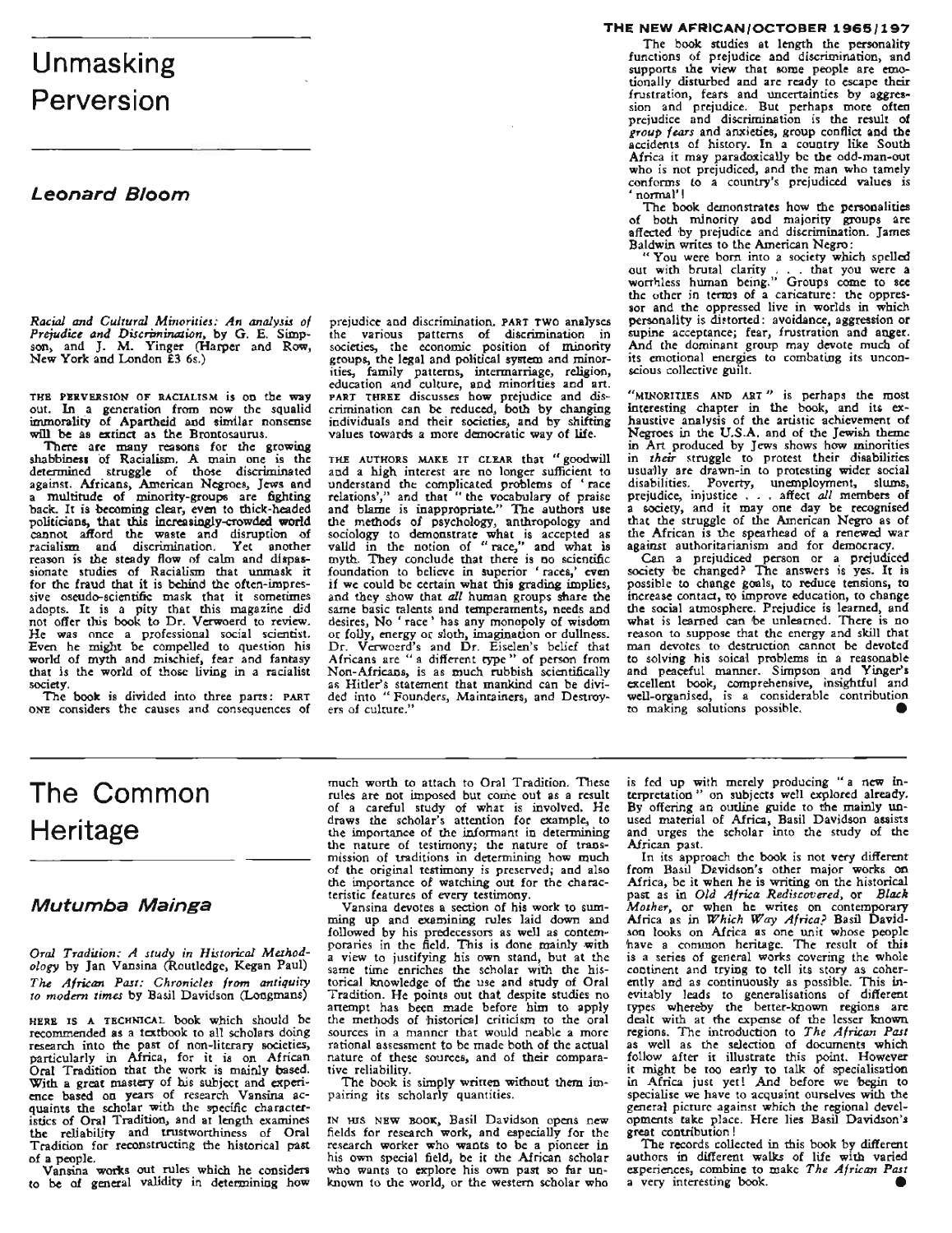# Unmasking Perversion

## *Leonard Bloom*

*Racial and Cultural Minorities: An analysis of Prejudice and Discrimination*, by G. E. Simpson, and J. M. Yinger (Harper and Row, New York and London £3 6s.)

THE PERVERSION OF RACIALISM is on the way out. In a generation from now the squalid immorality of Apartheid and similar nonsense will be as extinct as the Brontosaurus.

There are many reasons for the growing shabbiness of Racialism. A main one is the determined struggle of those discriminated against. Africans, American Negroes, Jews and a multitude of minority-groups are fighting back. It is becoming clear, even to thick-headed politicians, that this increasingly-crowded world cannot afford the waste and disruption of racialism and discrimination. Yet another reason is the steady flow of calm and dispassionate studies of Racialism that unmask it for the fraud that it is behind the often-impressive oseudo-scientific mask that it sometimes adopts. It is a pity that this magazine did not offer this book to Dr. Verwoerd to review. He was once a professional social scientist. Even he might be compelled to question his world of myth and mischief, fear and fantasy that is the world of those living in a racialist society.

The book is divided into three parts: PART ONE considers the causes and consequences of prejudice and discrimination. PART TWO analyses the various patterns of discrimination in societies, the economic position of minority groups, the legal and political system and minorities, family patterns, intermarriage, religion, education and culture, and minorities and art. PART THREE discusses how prejudice and discrimination can be reduced, both by changing individuals and their societies, and by shifting values towards a more democratic way of life.

THE AUTHORS MAKE IT CLEAR that "goodwill and a high interest are no longer sufficient to understand the complicated problems of 'race relations'," and that "the vocabulary of praise and blame is inappropriate." The authors use the methods of psychology, anthropology and sociology to demonstrate what is accepted as valid in the notion of "race," and what is myth. They conclude that there is no scientific foundation to believe in superior 'races,' even if we could be certain what this grading implies, and they show that *all* human groups share the same basic talents and temperaments, needs and desires, No 'race' has any monopoly of wisdom or folly, energy or sloth, imagination or dullness. Dr. Verwoerd's and Dr. Eiselen's belief that Africans are "a different type" of person from Non-Africans, is as much rubbish scientifically as Hitler's statement that mankind can be divided into "Founders, Maintainers, and Destroyers of culture."

The book studies at length the personality functions of prejudice and discrimination, and supports the view that some people are emotionally disturbed and are ready to escape their frustration, fears and uncertainties by aggression and prejudice. But perhaps more often prejudice and discrimination is the result of *group fears* and anxieties, group conflict and the accidents of history. In a country like South Africa it may paradoxically be the odd-man-out who is not prejudiced, and the man who tamely conforms to a country's prejudiced values is 'normal'!

The book demonstrates how the personalities of both minority and majority groups are affected by prejudice and discrimination. James Baldwin writes to the American Negro:

"You were born into a society which spelled out with brutal clarity . . . that you were a worthless human being." Groups come to see the other in terms of a caricature: the oppressor and the oppressed live in worlds in which personality is distorted: avoidance, aggression or supine acceptance; fear, frustration and anger. And the dominant group may devote much of its emotional energies to combating its unconscious collective guilt.

"MINORITIES AND ART" is perhaps the most interesting chapter in the book, and its exhaustive analysis of the artistic achievement of Negroes in the U.S.A. and of the Jewish theme in Art produced by Jews shows how minorities in *their* struggle to protest their disabilities usually are drawn-in to protesting wider social disabilities. Poverty, unemployment, slums, prejudice, injustice . . . affect *all* members of a society, and it may one day be recognised that the struggle of the American Negro as of the African is the spearhead of a renewed war against authoritarianism and for democracy.

Can a prejudiced person or a prejudiced society be changed? The answers is yes. It is possible to change goals, to reduce tensions, to increase contact, to improve education, to change the social atmosphere. Prejudice is learned, and what is learned can be unlearned. There is no reason to suppose that the energy and skill that man devotes to destruction cannot be devoted to solving his soical problems in a reasonable and peaceful manner. Simpson and Yinger's excellent book, comprehensive, insightful and well-organised, is a considerable contribution to making solutions possible.

# The Common Heritage

## *Mutumba Mainga*

*Oral Tradition: A study in Historical Methodology* by Jan Vansina (Routledge, Kegan Paul)

*The African Past: Chronicles from antiquity to modern times* by Basil Davidson (Longmans)

HERE IS A TECHNICAL book which should be recommended as a textbook to all scholars doing research into the past of non-literary societies, particularly in Africa, for it is on African Oral Tradition that the work is mainly based. With a great mastery of his subject and experience based on years of research Vansina acquaints the scholar with the specific characteristics of Oral Tradition, and at length examines the reliability and trustworthiness of Oral Tradition for reconstructing the historical past of a people.

Vansina works out rules which he considers to be of general validity in determining how much worth to attach to Oral Tradition. These rules are not imposed but come out as a result of a careful study of what is involved. He draws the scholar's attention for example, to the importance of the informant in determining the nature of testimony; the nature of transmission of traditions in determining how much of the original testimony is preserved; and also the importance of watching out for the characteristic features of every testimony.

Vansina devotes a section of his work to summing up and examining rules laid down and followed by his predecessors as well as contemporaries in the field. This is done mainly with a view to justifying his own stand, but at the same time enriches the scholar with the historical knowledge of the use and study of Oral Tradition. He points out that despite studies no attempt has been made before him to apply the methods of historical criticism to the oral sources in a manner that would neable a more rational assessment to be made both of the actual nature of these sources, and of their comparative reliability.

The book is simply written without them impairing its scholarly quantities.

IN HIS NEW BOOK, Basil Davidson opens new fields for research work, and especially for the research worker who wants to be a pioneer in his own special field, be it the African scholar who wants to explore his own past so far unknown to the world, or the western scholar who is fed up with merely producing "a new interpretation" on subjects well explored already. By offering an outline guide to the mainly unused material of Africa, Basil Davidson assists and urges the scholar into the study of the African past.

In its approach the book is not very different from Basil Davidson's other major works on Africa, be it when he is writing on the historical past as in *Old Africa Rediscovered*, or *Black Mother*, or when he writes on contemporary Africa as in *Which Way Africa?* Basil Davidson looks on Africa as one unit whose people have a common heritage. The result of this is a series of general works covering the whole continent and trying to tell its story as coherently and as continuously as possible. This inevitably leads to generalisations of different types whereby the better-known regions are dealt with at the expense of the lesser known regions. The introduction to *The African Past* as well as the selection of documents which follow after it illustrate this point. However it might be too early to talk of specialisation in Africa just yet! And before we begin to specialise we have to acquaint ourselves with the general picture against which the regional developments take place. Here lies Basil Davidson's great contribution!

The records collected in this book by different authors in different walks of life with varied experiences, combine to make *The African Past* a very interesting book.